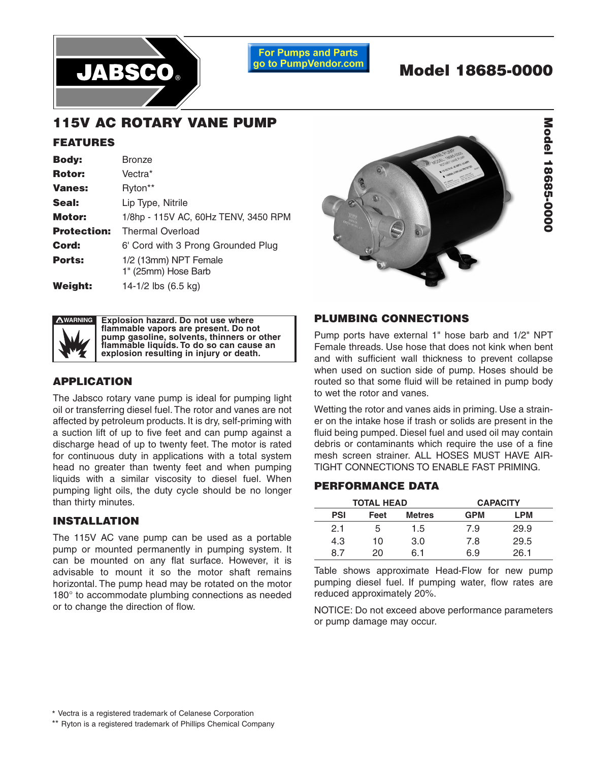JABSCO®

For Pumps and Parts go to PumpVendor.com

# Model 18685-0000

## 115V AC ROTARY VANE PUMP

### FEATURES

| | |
|---|---|
| **Body:** | Bronze |
| **Rotor:** | Vectra* |
| **Vanes:** | Ryton** |
| **Seal:** | Lip Type, Nitrile |
| **Motor:** | 1/8hp - 115V AC, 60Hz TENV, 3450 RPM |
| **Protection:** | Thermal Overload |
| **Cord:** | 6' Cord with 3 Prong Grounded Plug |
| **Ports:** | 1/2 (13mm) NPT Female<br>1" (25mm) Hose Barb |
| **Weight:** | 14-1/2 lbs (6.5 kg) |

**⚠WARNING** **Explosion hazard. Do not use where flammable vapors are present. Do not pump gasoline, solvents, thinners or other flammable liquids. To do so can cause an explosion resulting in injury or death.**

### APPLICATION

The Jabsco rotary vane pump is ideal for pumping light oil or transferring diesel fuel. The rotor and vanes are not affected by petroleum products. It is dry, self-priming with a suction lift of up to five feet and can pump against a discharge head of up to twenty feet. The motor is rated for continuous duty in applications with a total system head no greater than twenty feet and when pumping liquids with a similar viscosity to diesel fuel. When pumping light oils, the duty cycle should be no longer than thirty minutes.

### INSTALLATION

The 115V AC vane pump can be used as a portable pump or mounted permanently in pumping system. It can be mounted on any flat surface. However, it is advisable to mount it so the motor shaft remains horizontal. The pump head may be rotated on the motor 180° to accommodate plumbing connections as needed or to change the direction of flow.

### PLUMBING CONNECTIONS

Pump ports have external 1" hose barb and 1/2" NPT Female threads. Use hose that does not kink when bent and with sufficient wall thickness to prevent collapse when used on suction side of pump. Hoses should be routed so that some fluid will be retained in pump body to wet the rotor and vanes.

Wetting the rotor and vanes aids in priming. Use a strainer on the intake hose if trash or solids are present in the fluid being pumped. Diesel fuel and used oil may contain debris or contaminants which require the use of a fine mesh screen strainer. ALL HOSES MUST HAVE AIR-TIGHT CONNECTIONS TO ENABLE FAST PRIMING.

### PERFORMANCE DATA

| TOTAL HEAD | | | CAPACITY | |
|---|---|---|---|---|
| PSI | Feet | Metres | GPM | LPM |
| 2.1 | 5 | 1.5 | 7.9 | 29.9 |
| 4.3 | 10 | 3.0 | 7.8 | 29.5 |
| 8.7 | 20 | 6.1 | 6.9 | 26.1 |

Table shows approximate Head-Flow for new pump pumping diesel fuel. If pumping water, flow rates are reduced approximately 20%.

NOTICE: Do not exceed above performance parameters or pump damage may occur.

\* Vectra is a registered trademark of Celanese Corporation

** Ryton is a registered trademark of Phillips Chemical Company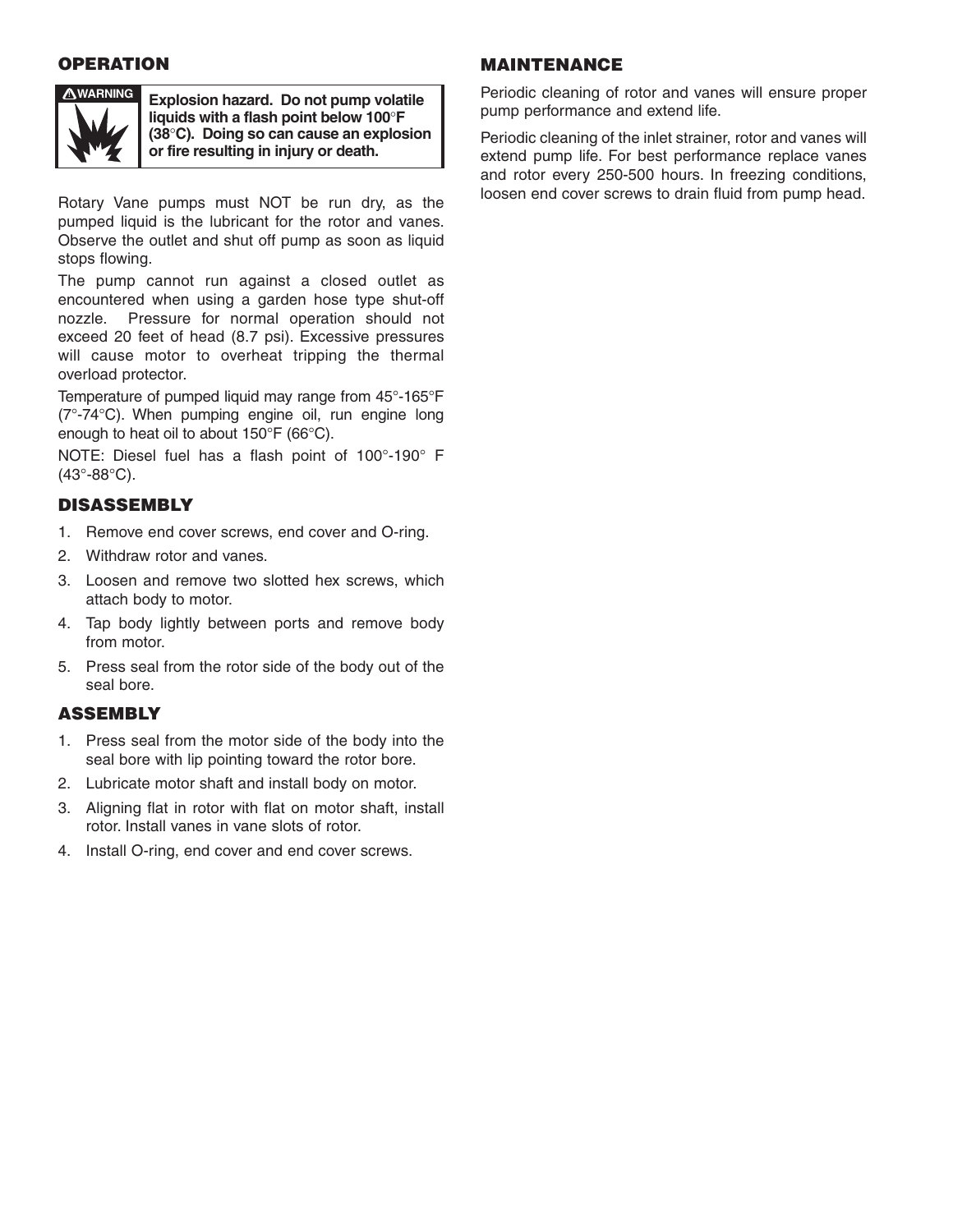## OPERATION

**⚠WARNING**

**Explosion hazard. Do not pump volatile liquids with a flash point below 100°F (38°C). Doing so can cause an explosion or fire resulting in injury or death.**

Rotary Vane pumps must NOT be run dry, as the pumped liquid is the lubricant for the rotor and vanes. Observe the outlet and shut off pump as soon as liquid stops flowing.

The pump cannot run against a closed outlet as encountered when using a garden hose type shut-off nozzle. Pressure for normal operation should not exceed 20 feet of head (8.7 psi). Excessive pressures will cause motor to overheat tripping the thermal overload protector.

Temperature of pumped liquid may range from 45°-165°F (7°-74°C). When pumping engine oil, run engine long enough to heat oil to about 150°F (66°C).

NOTE: Diesel fuel has a flash point of 100°-190° F (43°-88°C).

## DISASSEMBLY

1. Remove end cover screws, end cover and O-ring.
2. Withdraw rotor and vanes.
3. Loosen and remove two slotted hex screws, which attach body to motor.
4. Tap body lightly between ports and remove body from motor.
5. Press seal from the rotor side of the body out of the seal bore.

## ASSEMBLY

1. Press seal from the motor side of the body into the seal bore with lip pointing toward the rotor bore.
2. Lubricate motor shaft and install body on motor.
3. Aligning flat in rotor with flat on motor shaft, install rotor. Install vanes in vane slots of rotor.
4. Install O-ring, end cover and end cover screws.

## MAINTENANCE

Periodic cleaning of rotor and vanes will ensure proper pump performance and extend life.

Periodic cleaning of the inlet strainer, rotor and vanes will extend pump life. For best performance replace vanes and rotor every 250-500 hours. In freezing conditions, loosen end cover screws to drain fluid from pump head.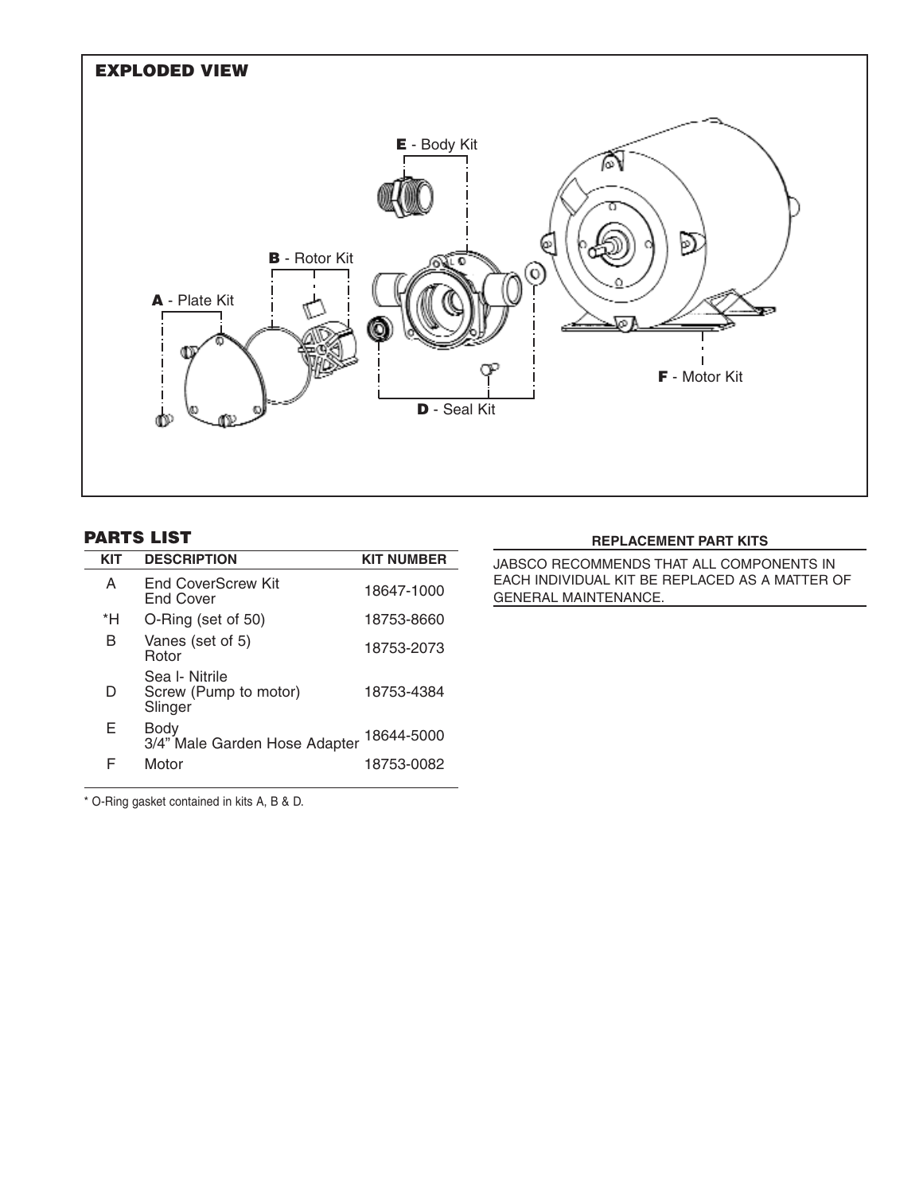## EXPLODED VIEW

E - Body Kit

B - Rotor Kit

A - Plate Kit

F - Motor Kit

D - Seal Kit

## PARTS LIST

| KIT | DESCRIPTION | KIT NUMBER |
|---|---|---|
| A | End CoverScrew Kit<br>End Cover | 18647-1000 |
| *H | O-Ring (set of 50) | 18753-8660 |
| B | Vanes (set of 5)<br>Rotor | 18753-2073 |
| D | Sea l- Nitrile<br>Screw (Pump to motor)<br>Slinger | 18753-4384 |
| E | Body<br>3/4" Male Garden Hose Adapter | 18644-5000 |
| F | Motor | 18753-0082 |

* O-Ring gasket contained in kits A, B & D.

**REPLACEMENT PART KITS**

JABSCO RECOMMENDS THAT ALL COMPONENTS IN EACH INDIVIDUAL KIT BE REPLACED AS A MATTER OF GENERAL MAINTENANCE.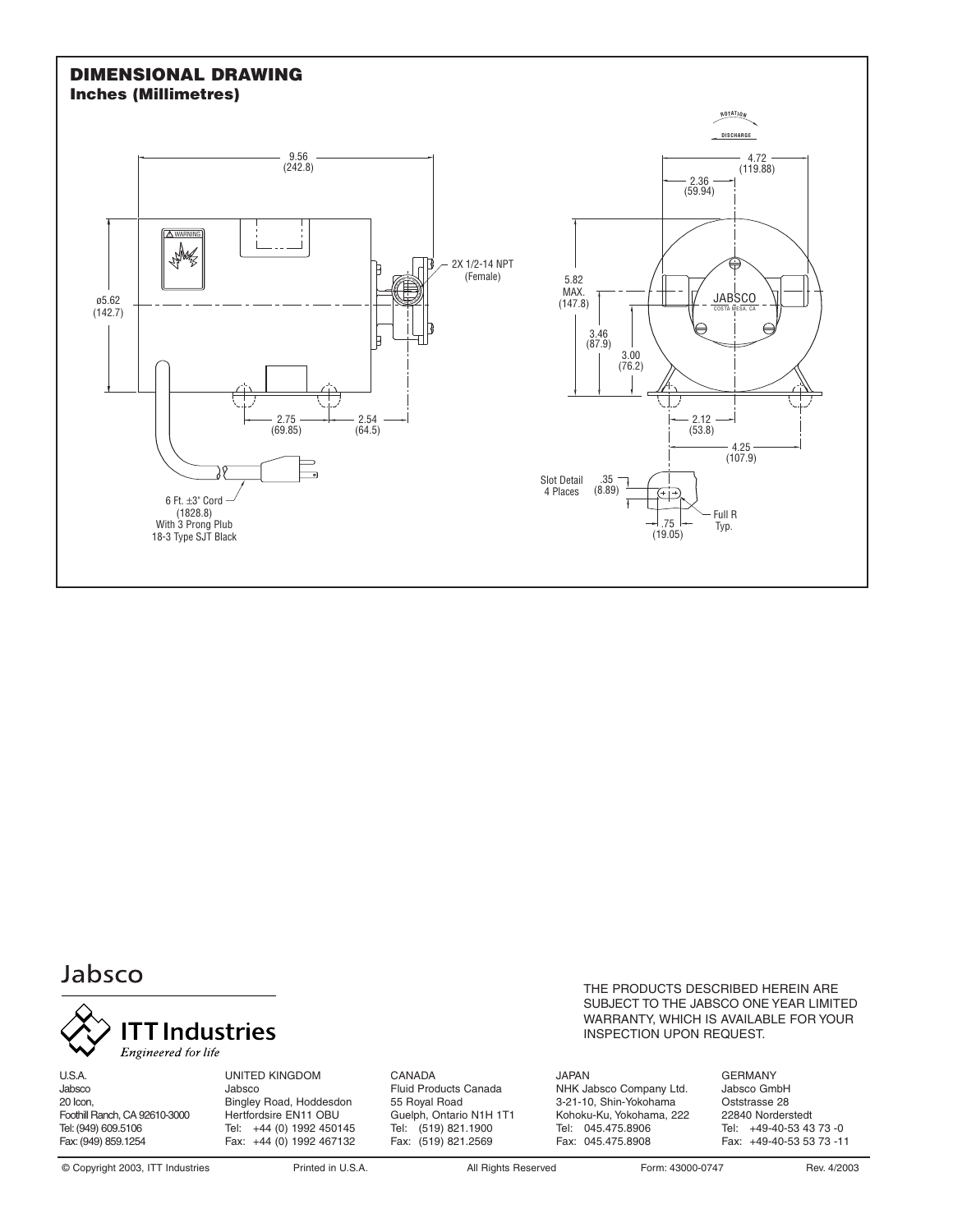## DIMENSIONAL DRAWING

### Inches (Millimetres)

ROTATION

DISCHARGE

9.56
(242.8)

ø5.62
(142.7)

WARNING

2X 1/2-14 NPT
(Female)

2.75
(69.85)

2.54
(64.5)

6 Ft. ±3" Cord
(1828.8)
With 3 Prong Plub
18-3 Type SJT Black

4.72
(119.88)

2.36
(59.94)

5.82
MAX.
(147.8)

3.46
(87.9)

3.00
(76.2)

JABSCO
COSTA MESA, CA

2.12
(53.8)

4.25
(107.9)

Slot Detail
4 Places

.35
(8.89)

.75
(19.05)

Full R
Typ.

Jabsco

ITT Industries
*Engineered for life*

THE PRODUCTS DESCRIBED HEREIN ARE SUBJECT TO THE JABSCO ONE YEAR LIMITED WARRANTY, WHICH IS AVAILABLE FOR YOUR INSPECTION UPON REQUEST.

U.S.A.
Jabsco
20 Icon,
Foothill Ranch, CA 92610-3000
Tel: (949) 609.5106
Fax: (949) 859.1254

UNITED KINGDOM
Jabsco
Bingley Road, Hoddesdon
Hertfordsire EN11 OBU
Tel: +44 (0) 1992 450145
Fax: +44 (0) 1992 467132

CANADA
Fluid Products Canada
55 Royal Road
Guelph, Ontario N1H 1T1
Tel: (519) 821.1900
Fax: (519) 821.2569

JAPAN
NHK Jabsco Company Ltd.
3-21-10, Shin-Yokohama
Kohoku-Ku, Yokohama, 222
Tel: 045.475.8906
Fax: 045.475.8908

GERMANY
Jabsco GmbH
Oststrasse 28
22840 Norderstedt
Tel: +49-40-53 43 73 -0
Fax: +49-40-53 53 73 -11

© Copyright 2003, ITT Industries Printed in U.S.A. All Rights Reserved Form: 43000-0747 Rev. 4/2003